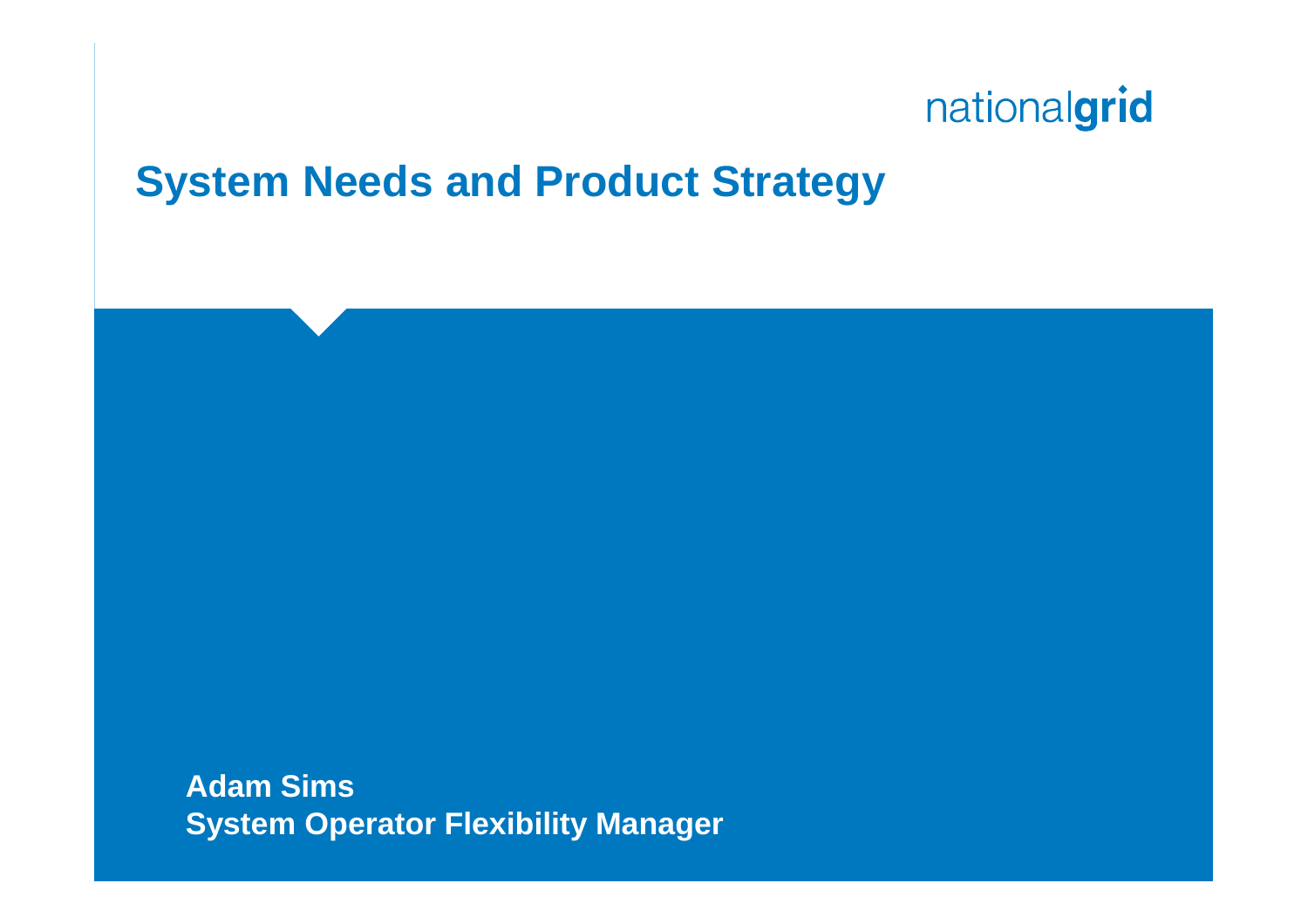nationalgrid

# System Needs and Product Strategy

**Adam Sims**
**System Operator Flexibility Manager**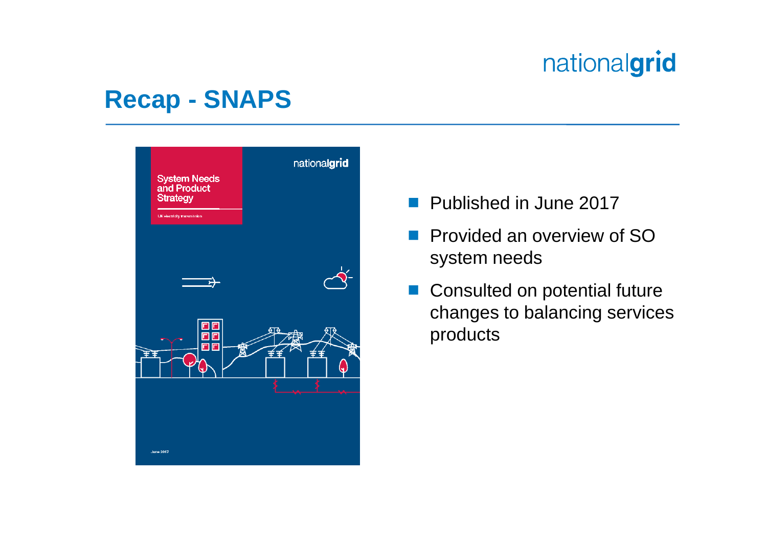# Recap - SNAPS

- Published in June 2017
- Provided an overview of SO system needs
- Consulted on potential future changes to balancing services products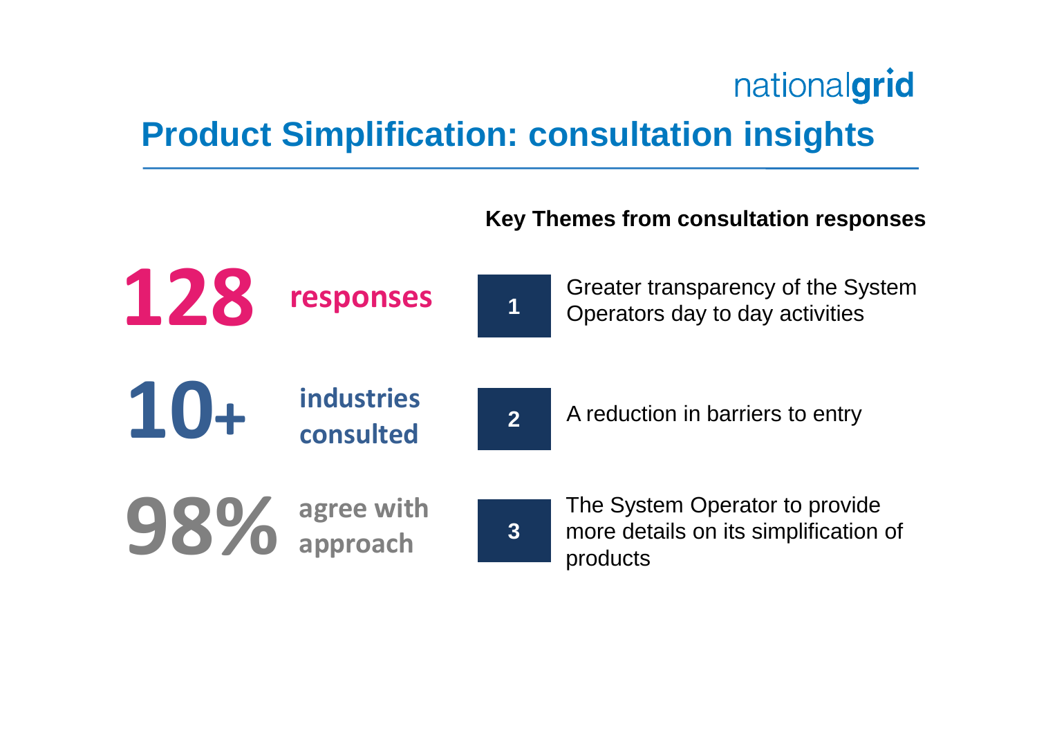# Product Simplification: consultation insights

**128** responses

**10+** industries consulted

**98%** agree with approach

**Key Themes from consultation responses**

1. Greater transparency of the System Operators day to day activities
2. A reduction in barriers to entry
3. The System Operator to provide more details on its simplification of products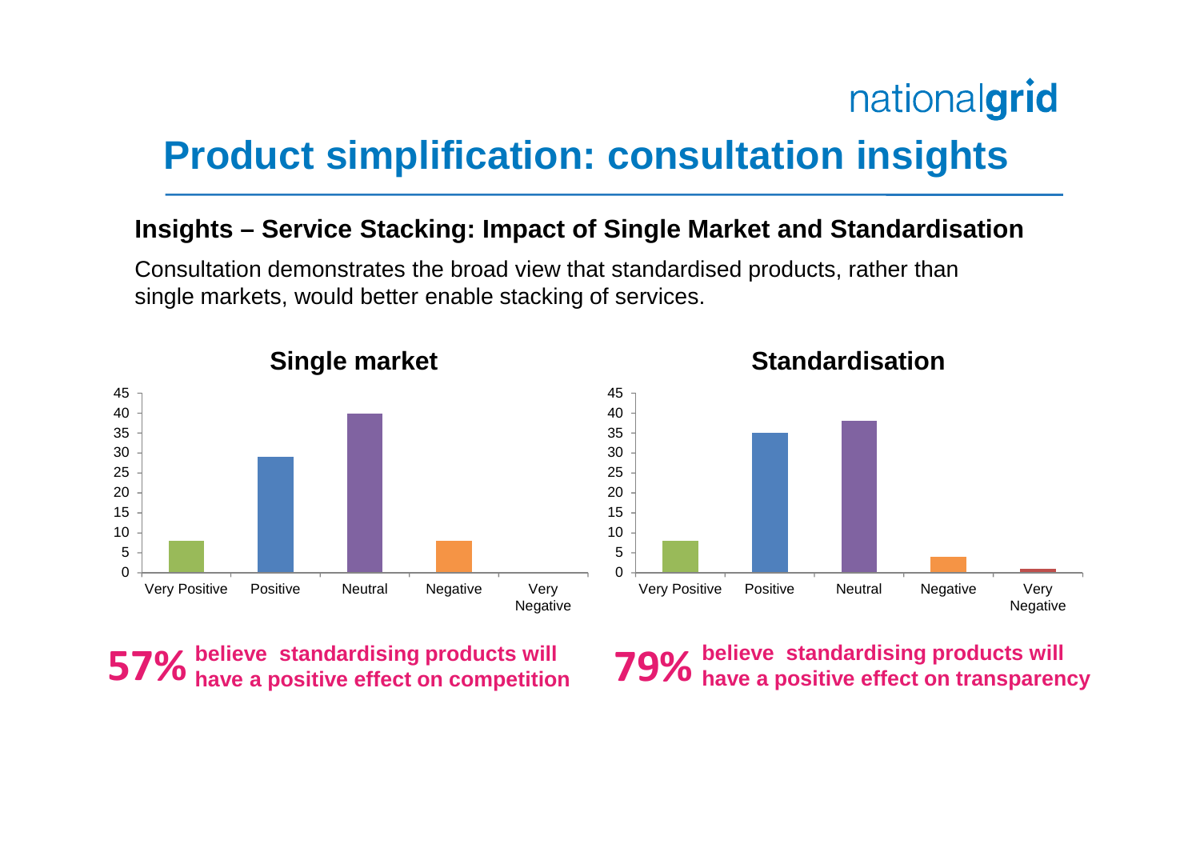# Product simplification: consultation insights

### Insights – Service Stacking: Impact of Single Market and Standardisation

Consultation demonstrates the broad view that standardised products, rather than single markets, would better enable stacking of services.

**Single market**

| Very Positive | Positive | Neutral | Negative | Very Negative |
|---|---|---|---|---|
| 8 | 29 | 40 | 8 | 0 |

**Standardisation**

| Very Positive | Positive | Neutral | Negative | Very Negative |
|---|---|---|---|---|
| 8 | 35 | 38 | 4 | 1 |

**57%** believe standardising products will have a positive effect on competition

**79%** believe standardising products will have a positive effect on transparency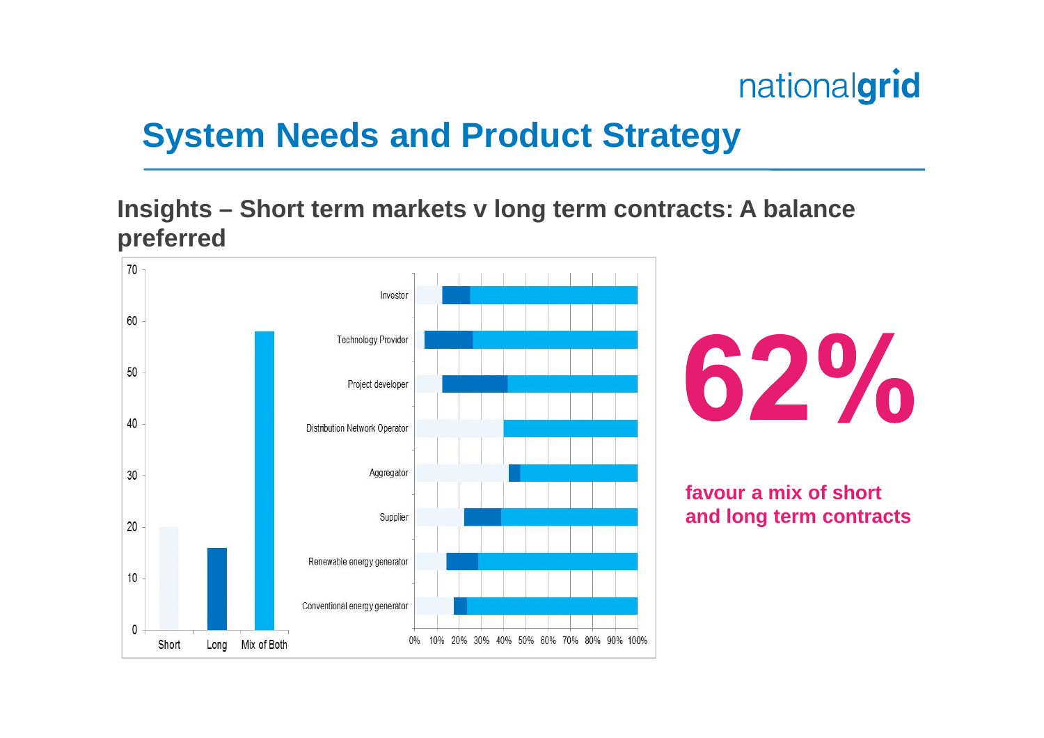# System Needs and Product Strategy

## Insights – Short term markets v long term contracts: A balance preferred

| | Count |
|---|---|
| Short | 20 |
| Long | 16 |
| Mix of Both | 58 |

Investor, Technology Provider, Project developer, Distribution Network Operator, Aggregator, Supplier, Renewable energy generator, Conventional energy generator

0% 10% 20% 30% 40% 50% 60% 70% 80% 90% 100%

**62%**

**favour a mix of short and long term contracts**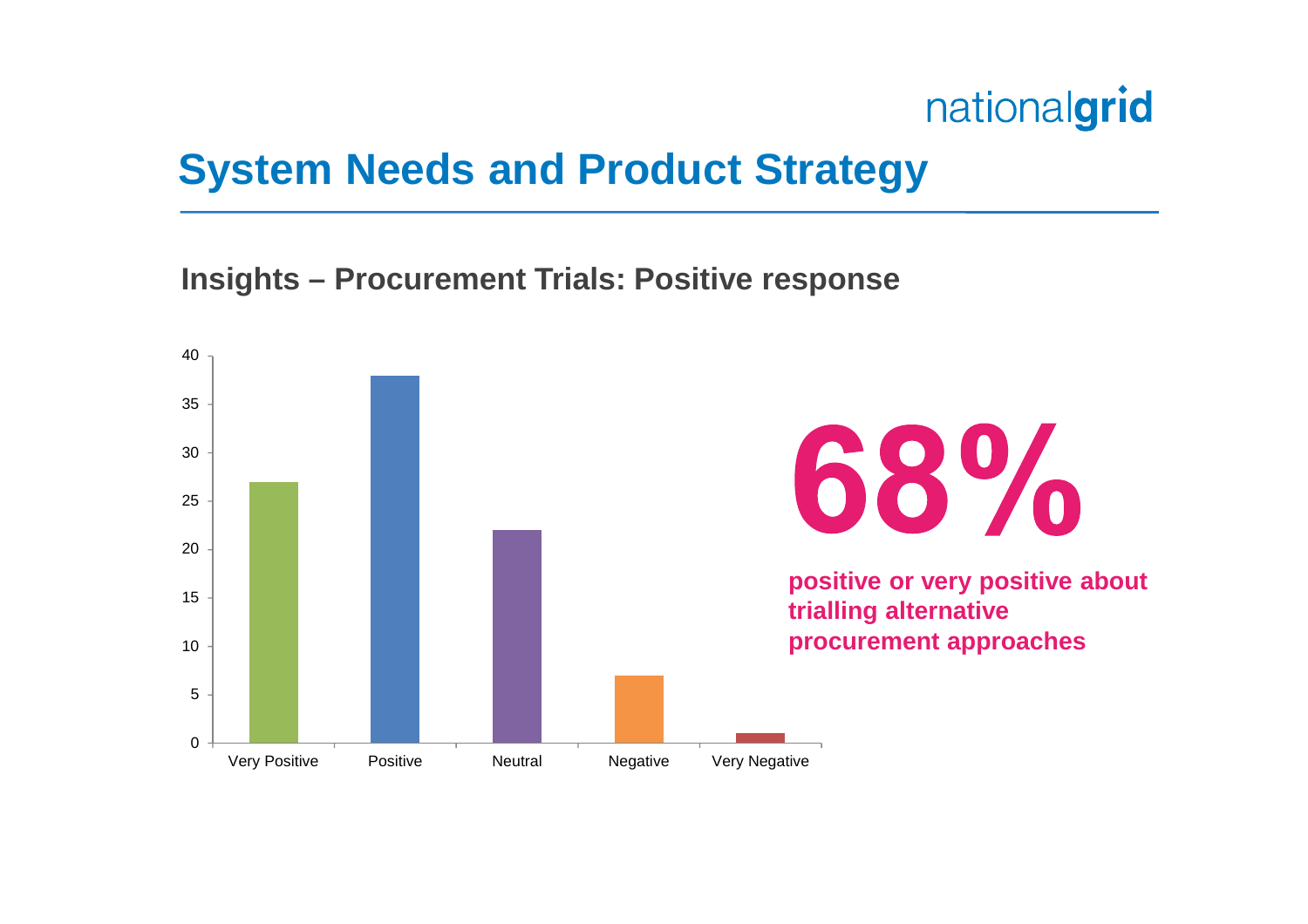# System Needs and Product Strategy

## Insights – Procurement Trials: Positive response

| Response | Count |
|---|---|
| Very Positive | 27 |
| Positive | 38 |
| Neutral | 22 |
| Negative | 7 |
| Very Negative | 1 |

**68%**

**positive or very positive about trialling alternative procurement approaches**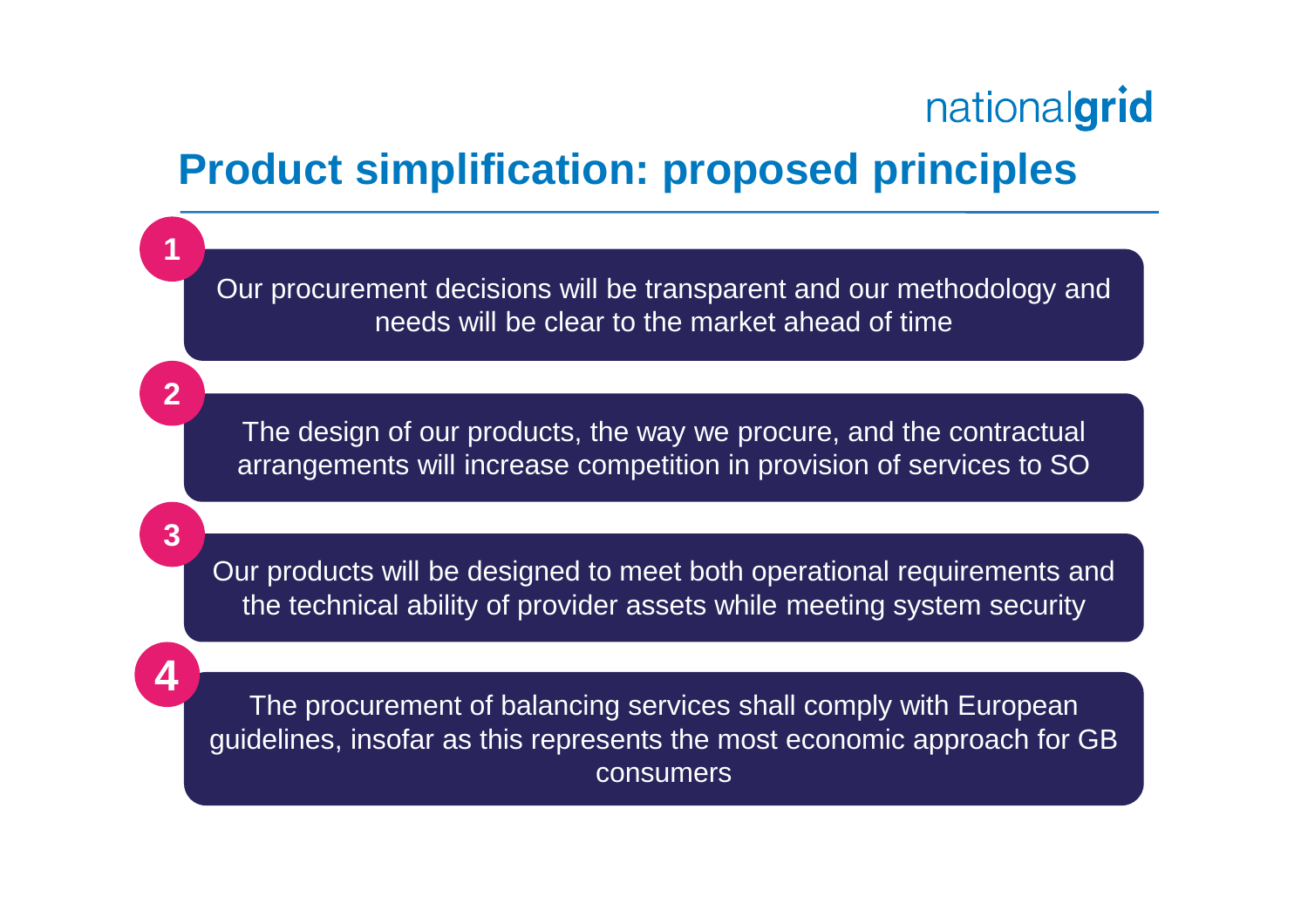# Product simplification: proposed principles

1. Our procurement decisions will be transparent and our methodology and needs will be clear to the market ahead of time

2. The design of our products, the way we procure, and the contractual arrangements will increase competition in provision of services to SO

3. Our products will be designed to meet both operational requirements and the technical ability of provider assets while meeting system security

4. The procurement of balancing services shall comply with European guidelines, insofar as this represents the most economic approach for GB consumers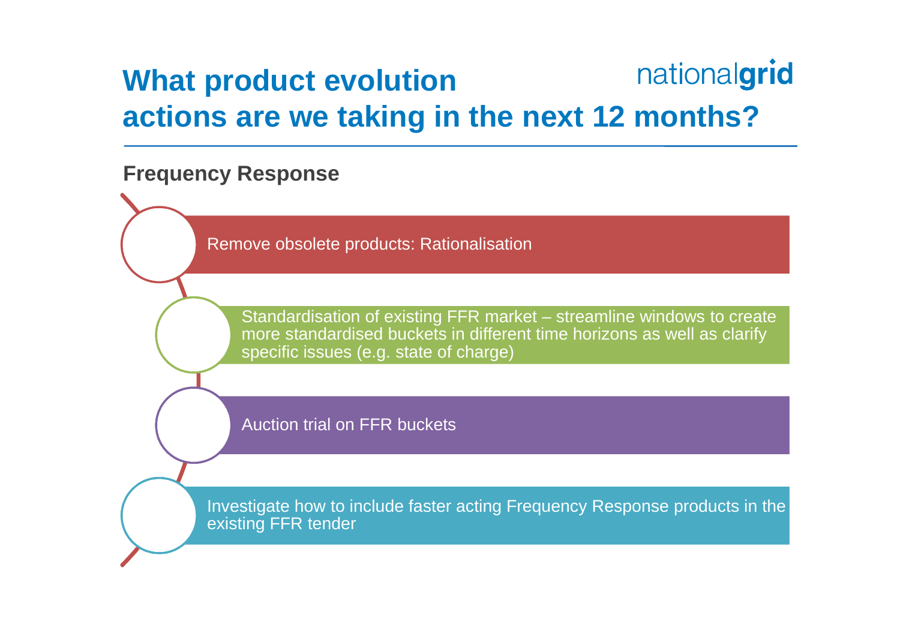# What product evolution actions are we taking in the next 12 months?

## Frequency Response

- Remove obsolete products: Rationalisation
- Standardisation of existing FFR market – streamline windows to create more standardised buckets in different time horizons as well as clarify specific issues (e.g. state of charge)
- Auction trial on FFR buckets
- Investigate how to include faster acting Frequency Response products in the existing FFR tender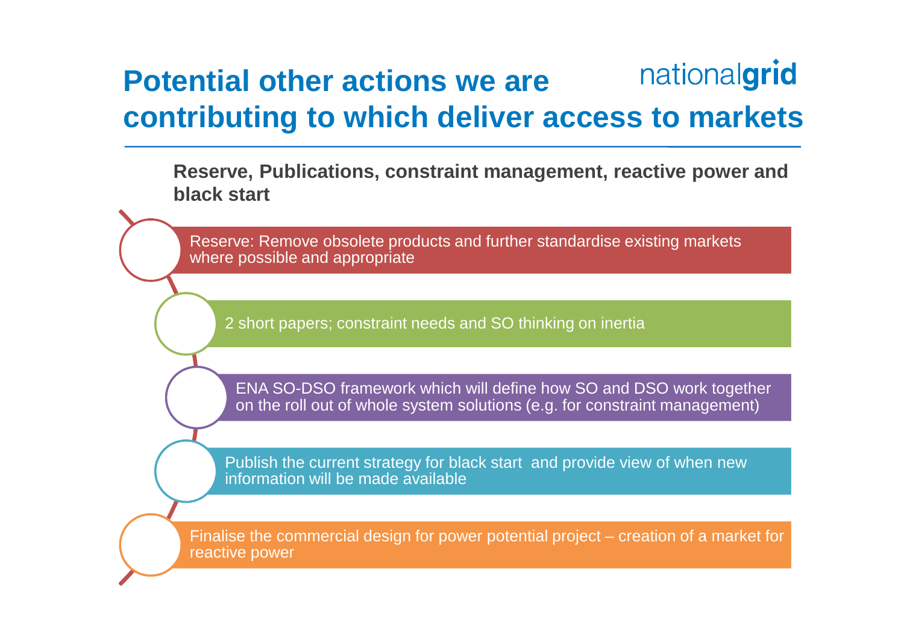# Potential other actions we are contributing to which deliver access to markets

**Reserve, Publications, constraint management, reactive power and black start**

- Reserve: Remove obsolete products and further standardise existing markets where possible and appropriate
- 2 short papers; constraint needs and SO thinking on inertia
- ENA SO-DSO framework which will define how SO and DSO work together on the roll out of whole system solutions (e.g. for constraint management)
- Publish the current strategy for black start and provide view of when new information will be made available
- Finalise the commercial design for power potential project – creation of a market for reactive power